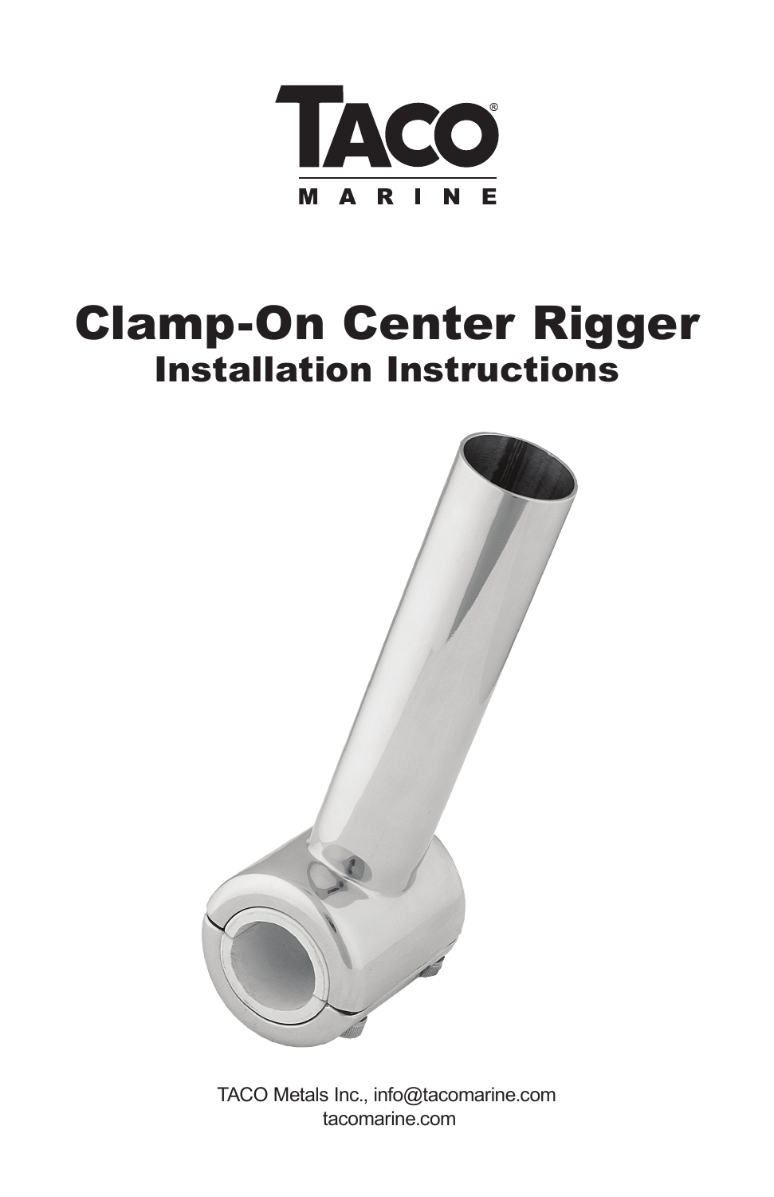TACO®

MARINE

# Clamp-On Center Rigger

## Installation Instructions

TACO Metals Inc., info@tacomarine.com
tacomarine.com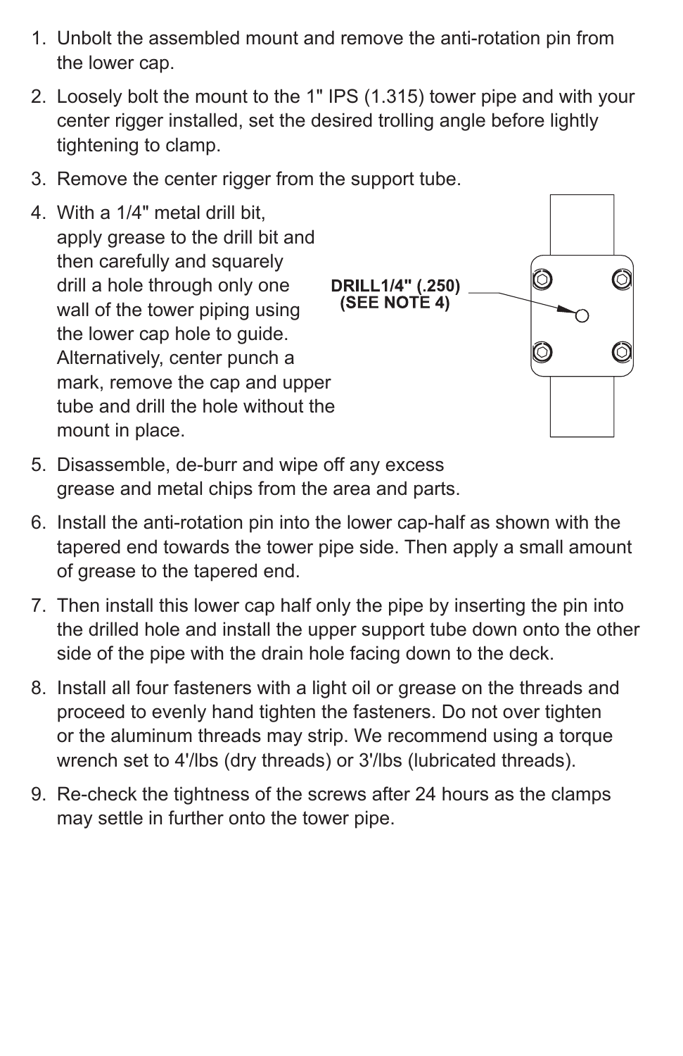1. Unbolt the assembled mount and remove the anti-rotation pin from the lower cap.
2. Loosely bolt the mount to the 1" IPS (1.315) tower pipe and with your center rigger installed, set the desired trolling angle before lightly tightening to clamp.
3. Remove the center rigger from the support tube.
4. With a 1/4" metal drill bit, apply grease to the drill bit and then carefully and squarely drill a hole through only one wall of the tower piping using the lower cap hole to guide. Alternatively, center punch a mark, remove the cap and upper tube and drill the hole without the mount in place.

DRILL1/4" (.250)
(SEE NOTE 4)

5. Disassemble, de-burr and wipe off any excess grease and metal chips from the area and parts.
6. Install the anti-rotation pin into the lower cap-half as shown with the tapered end towards the tower pipe side. Then apply a small amount of grease to the tapered end.
7. Then install this lower cap half only the pipe by inserting the pin into the drilled hole and install the upper support tube down onto the other side of the pipe with the drain hole facing down to the deck.
8. Install all four fasteners with a light oil or grease on the threads and proceed to evenly hand tighten the fasteners. Do not over tighten or the aluminum threads may strip. We recommend using a torque wrench set to 4'/lbs (dry threads) or 3'/lbs (lubricated threads).
9. Re-check the tightness of the screws after 24 hours as the clamps may settle in further onto the tower pipe.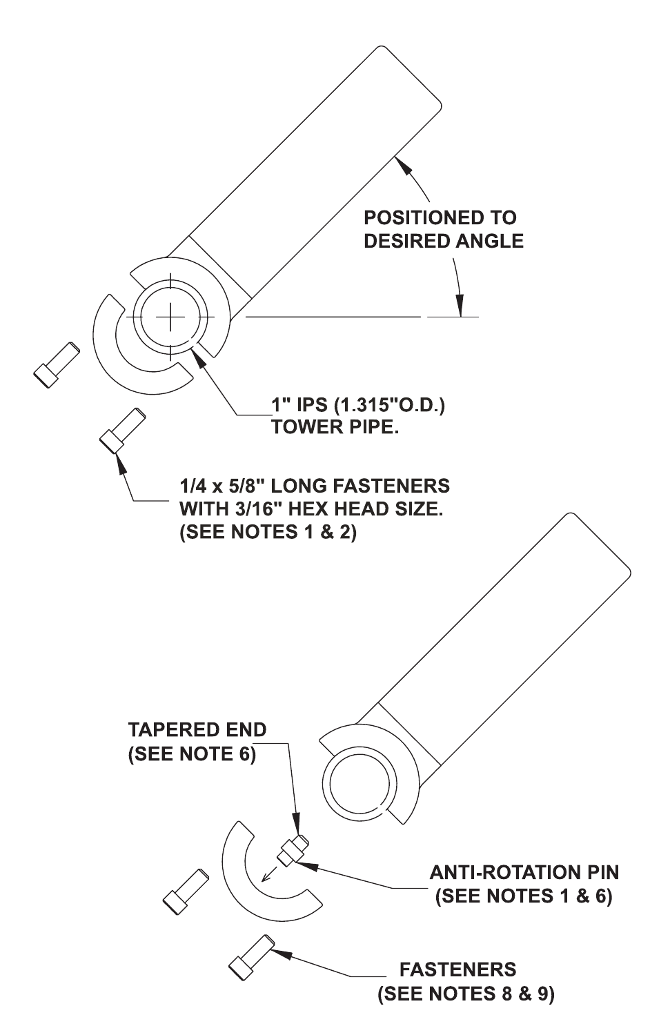POSITIONED TO DESIRED ANGLE

1" IPS (1.315"O.D.) TOWER PIPE.

1/4 x 5/8" LONG FASTENERS WITH 3/16" HEX HEAD SIZE. (SEE NOTES 1 & 2)

TAPERED END (SEE NOTE 6)

ANTI-ROTATION PIN (SEE NOTES 1 & 6)

FASTENERS (SEE NOTES 8 & 9)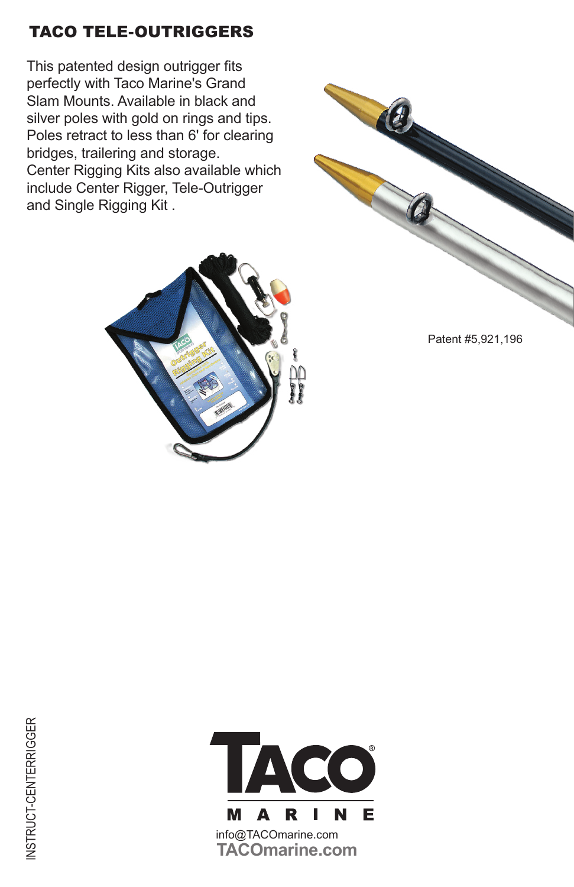## TACO TELE-OUTRIGGERS

This patented design outrigger fits perfectly with Taco Marine's Grand Slam Mounts. Available in black and silver poles with gold on rings and tips. Poles retract to less than 6' for clearing bridges, trailering and storage.
Center Rigging Kits also available which include Center Rigger, Tele-Outrigger and Single Rigging Kit .

Patent #5,921,196

INSTRUCT-CENTERRIGGER

TACO MARINE

info@TACOmarine.com

TACOmarine.com